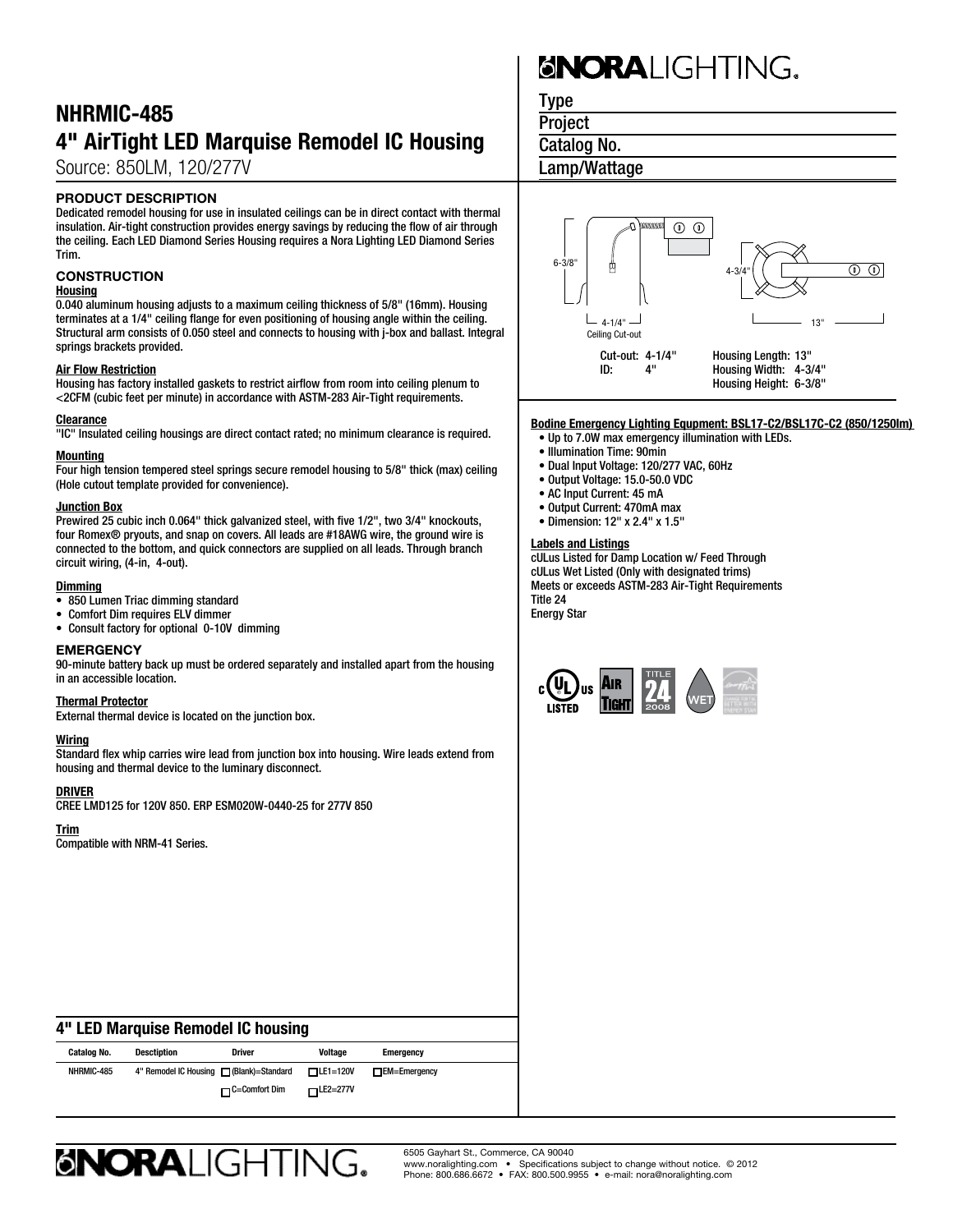# NHRMIC-485
## 4" AirTight LED Marquise Remodel IC Housing

Source: 850LM, 120/277V

**NORA LIGHTING**

Type
Project
Catalog No.
Lamp/Wattage

### PRODUCT DESCRIPTION

Dedicated remodel housing for use in insulated ceilings can be in direct contact with thermal insulation. Air-tight construction provides energy savings by reducing the flow of air through the ceiling. Each LED Diamond Series Housing requires a Nora Lighting LED Diamond Series Trim.

### CONSTRUCTION

**Housing**
0.040 aluminum housing adjusts to a maximum ceiling thickness of 5/8" (16mm). Housing terminates at a 1/4" ceiling flange for even positioning of housing angle within the ceiling. Structural arm consists of 0.050 steel and connects to housing with j-box and ballast. Integral springs brackets provided.

**Air Flow Restriction**
Housing has factory installed gaskets to restrict airflow from room into ceiling plenum to <2CFM (cubic feet per minute) in accordance with ASTM-283 Air-Tight requirements.

**Clearance**
"IC" Insulated ceiling housings are direct contact rated; no minimum clearance is required.

**Mounting**
Four high tension tempered steel springs secure remodel housing to 5/8" thick (max) ceiling (Hole cutout template provided for convenience).

**Junction Box**
Prewired 25 cubic inch 0.064" thick galvanized steel, with five 1/2", two 3/4" knockouts, four Romex® pryouts, and snap on covers. All leads are #18AWG wire, the ground wire is connected to the bottom, and quick connectors are supplied on all leads. Through branch circuit wiring, (4-in, 4-out).

**Dimming**
- 850 Lumen Triac dimming standard
- Comfort Dim requires ELV dimmer
- Consult factory for optional 0-10V dimming

### EMERGENCY

90-minute battery back up must be ordered separately and installed apart from the housing in an accessible location.

**Thermal Protector**
External thermal device is located on the junction box.

**Wiring**
Standard flex whip carries wire lead from junction box into housing. Wire leads extend from housing and thermal device to the luminary disconnect.

**DRIVER**
CREE LMD125 for 120V 850. ERP ESM020W-0440-25 for 277V 850

**Trim**
Compatible with NRM-41 Series.

6-3/8"
4-1/4"
Ceiling Cut-out
4-3/4"
13"

Cut-out: 4-1/4"
ID: 4"

Housing Length: 13"
Housing Width: 4-3/4"
Housing Height: 6-3/8"

**Bodine Emergency Lighting Equpment: BSL17-C2/BSL17C-C2 (850/1250lm)**
- Up to 7.0W max emergency illumination with LEDs.
- Illumination Time: 90min
- Dual Input Voltage: 120/277 VAC, 60Hz
- Output Voltage: 15.0-50.0 VDC
- AC Input Current: 45 mA
- Output Current: 470mA max
- Dimension: 12" x 2.4" x 1.5"

**Labels and Listings**
cULus Listed for Damp Location w/ Feed Through
cULus Wet Listed (Only with designated trims)
Meets or exceeds ASTM-283 Air-Tight Requirements
Title 24
Energy Star

## 4" LED Marquise Remodel IC housing

| Catalog No. | Desctiption | Driver | Voltage | Emergency |
|---|---|---|---|---|
| NHRMIC-485 | 4" Remodel IC Housing | ☐ (Blank)=Standard | ☐ LE1=120V | ☐ EM=Emergency |
| | | ☐ C=Comfort Dim | ☐ LE2=277V | |

**NORA LIGHTING**

6505 Gayhart St., Commerce, CA 90040
www.noralighting.com • Specifications subject to change without notice. © 2012
Phone: 800.686.6672 • FAX: 800.500.9955 • e-mail: nora@noralighting.com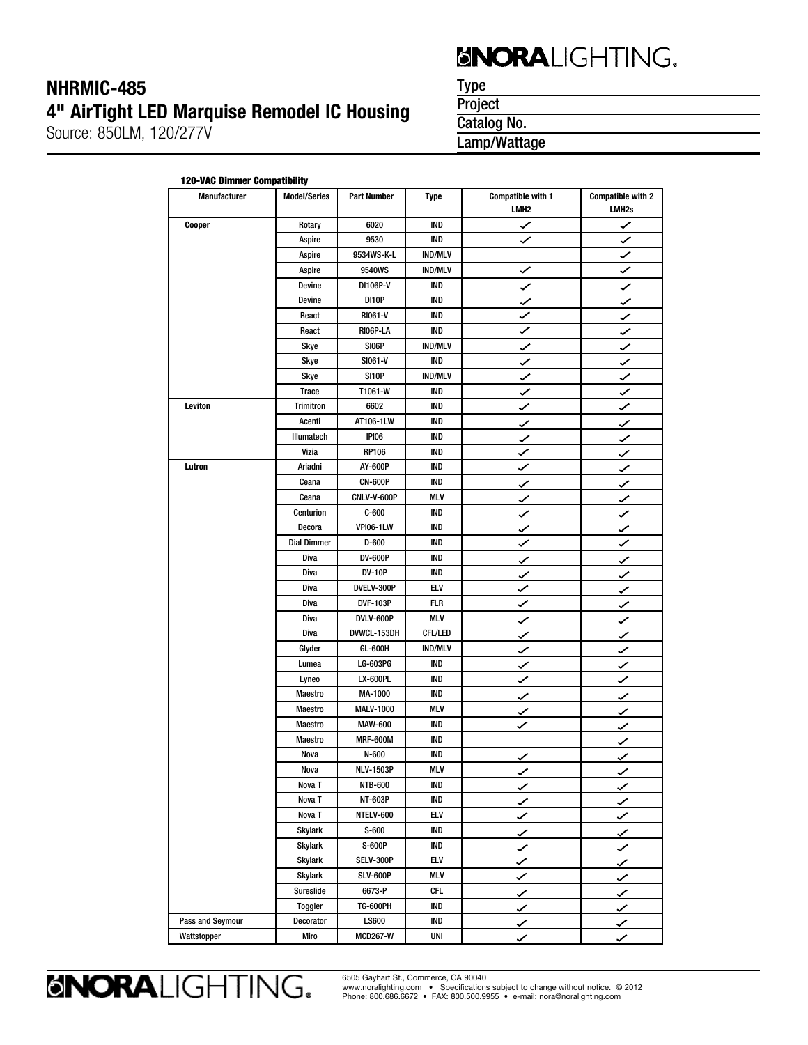# NHRMIC-485

## 4" AirTight LED Marquise Remodel IC Housing

Source: 850LM, 120/277V

Type

Project

Catalog No.

Lamp/Wattage

**120-VAC Dimmer Compatibility**

| Manufacturer | Model/Series | Part Number | Type | Compatible with 1 LMH2 | Compatible with 2 LMH2s |
|---|---|---|---|---|---|
| Cooper | Rotary | 6020 | IND | ✓ | ✓ |
| | Aspire | 9530 | IND | ✓ | ✓ |
| | Aspire | 9534WS-K-L | IND/MLV | | ✓ |
| | Aspire | 9540WS | IND/MLV | ✓ | ✓ |
| | Devine | DI106P-V | IND | ✓ | ✓ |
| | Devine | DI10P | IND | ✓ | ✓ |
| | React | RI061-V | IND | ✓ | ✓ |
| | React | RI06P-LA | IND | ✓ | ✓ |
| | Skye | SI06P | IND/MLV | ✓ | ✓ |
| | Skye | SI061-V | IND | ✓ | ✓ |
| | Skye | SI10P | IND/MLV | ✓ | ✓ |
| | Trace | T1061-W | IND | ✓ | ✓ |
| Leviton | Trimitron | 6602 | IND | ✓ | ✓ |
| | Acenti | AT106-1LW | IND | ✓ | ✓ |
| | Illumatech | IPI06 | IND | ✓ | ✓ |
| | Vizia | RP106 | IND | ✓ | ✓ |
| Lutron | Ariadni | AY-600P | IND | ✓ | ✓ |
| | Ceana | CN-600P | IND | ✓ | ✓ |
| | Ceana | CNLV-V-600P | MLV | ✓ | ✓ |
| | Centurion | C-600 | IND | ✓ | ✓ |
| | Decora | VPI06-1LW | IND | ✓ | ✓ |
| | Dial Dimmer | D-600 | IND | ✓ | ✓ |
| | Diva | DV-600P | IND | ✓ | ✓ |
| | Diva | DV-10P | IND | ✓ | ✓ |
| | Diva | DVELV-300P | ELV | ✓ | ✓ |
| | Diva | DVF-103P | FLR | ✓ | ✓ |
| | Diva | DVLV-600P | MLV | ✓ | ✓ |
| | Diva | DVWCL-153DH | CFL/LED | ✓ | ✓ |
| | Glyder | GL-600H | IND/MLV | ✓ | ✓ |
| | Lumea | LG-603PG | IND | ✓ | ✓ |
| | Lyneo | LX-600PL | IND | ✓ | ✓ |
| | Maestro | MA-1000 | IND | ✓ | ✓ |
| | Maestro | MALV-1000 | MLV | ✓ | ✓ |
| | Maestro | MAW-600 | IND | ✓ | ✓ |
| | Maestro | MRF-600M | IND | | ✓ |
| | Nova | N-600 | IND | ✓ | ✓ |
| | Nova | NLV-1503P | MLV | ✓ | ✓ |
| | Nova T | NTB-600 | IND | ✓ | ✓ |
| | Nova T | NT-603P | IND | ✓ | ✓ |
| | Nova T | NTELV-600 | ELV | ✓ | ✓ |
| | Skylark | S-600 | IND | ✓ | ✓ |
| | Skylark | S-600P | IND | ✓ | ✓ |
| | Skylark | SELV-300P | ELV | ✓ | ✓ |
| | Skylark | SLV-600P | MLV | ✓ | ✓ |
| | Sureslide | 6673-P | CFL | ✓ | ✓ |
| | Toggler | TG-600PH | IND | ✓ | ✓ |
| Pass and Seymour | Decorator | LS600 | IND | ✓ | ✓ |
| Wattstopper | Miro | MCD267-W | UNI | ✓ | ✓ |

6505 Gayhart St., Commerce, CA 90040
www.noralighting.com • Specifications subject to change without notice. © 2012
Phone: 800.686.6672 • FAX: 800.500.9955 • e-mail: nora@noralighting.com